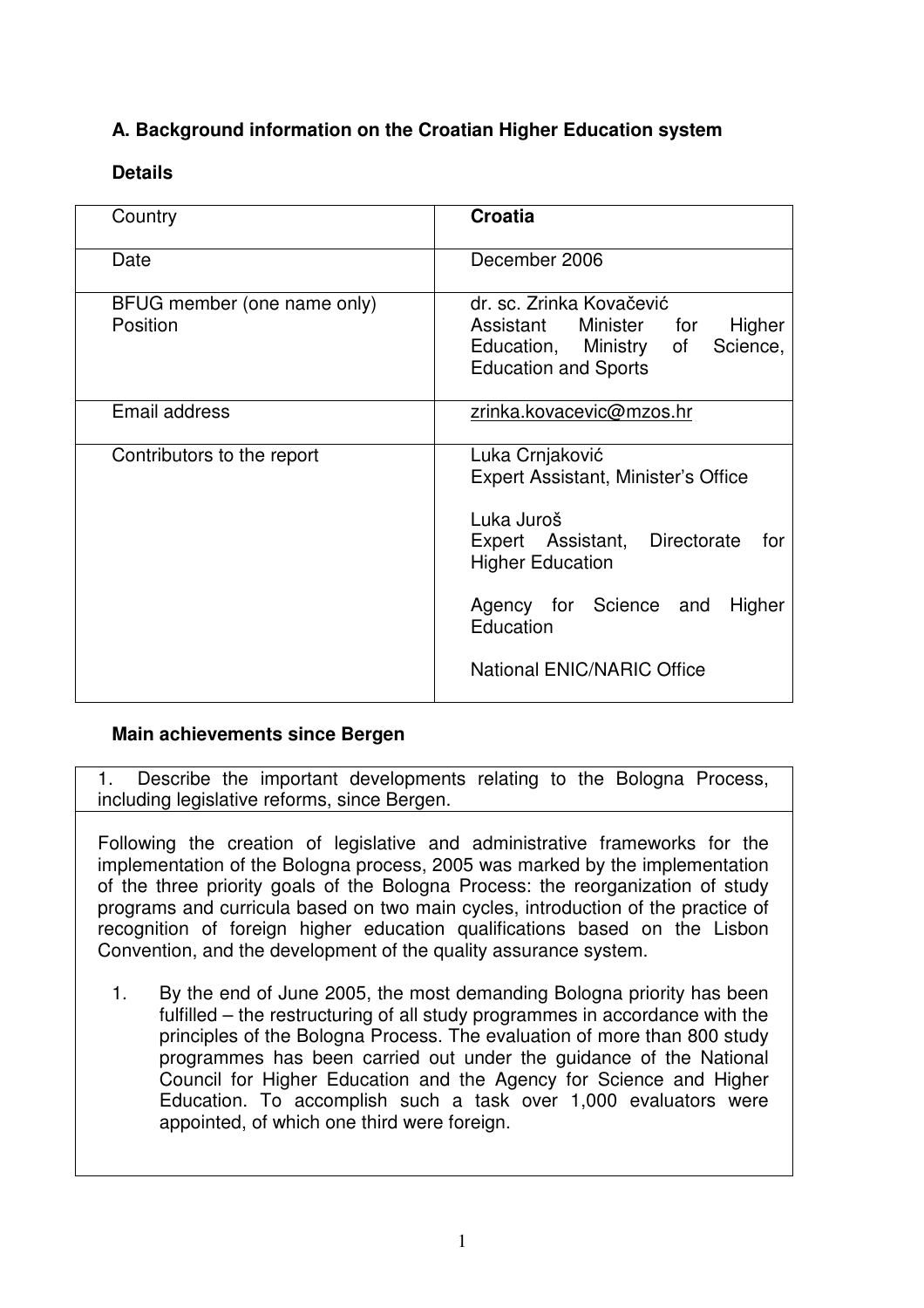### A. Background information on the Croatian Higher Education system

**Details**

| Country | **Croatia** |
|---|---|
| Date | December 2006 |
| BFUG member (one name only)<br>Position | dr. sc. Zrinka Kovačević<br>Assistant Minister for Higher Education, Ministry of Science, Education and Sports |
| Email address | zrinka.kovacevic@mzos.hr |
| Contributors to the report | Luka Crnjaković<br>Expert Assistant, Minister's Office<br><br>Luka Juroš<br>Expert Assistant, Directorate for Higher Education<br><br>Agency for Science and Higher Education<br><br>National ENIC/NARIC Office |

**Main achievements since Bergen**

1. Describe the important developments relating to the Bologna Process, including legislative reforms, since Bergen.

Following the creation of legislative and administrative frameworks for the implementation of the Bologna process, 2005 was marked by the implementation of the three priority goals of the Bologna Process: the reorganization of study programs and curricula based on two main cycles, introduction of the practice of recognition of foreign higher education qualifications based on the Lisbon Convention, and the development of the quality assurance system.

1. By the end of June 2005, the most demanding Bologna priority has been fulfilled – the restructuring of all study programmes in accordance with the principles of the Bologna Process. The evaluation of more than 800 study programmes has been carried out under the guidance of the National Council for Higher Education and the Agency for Science and Higher Education. To accomplish such a task over 1,000 evaluators were appointed, of which one third were foreign.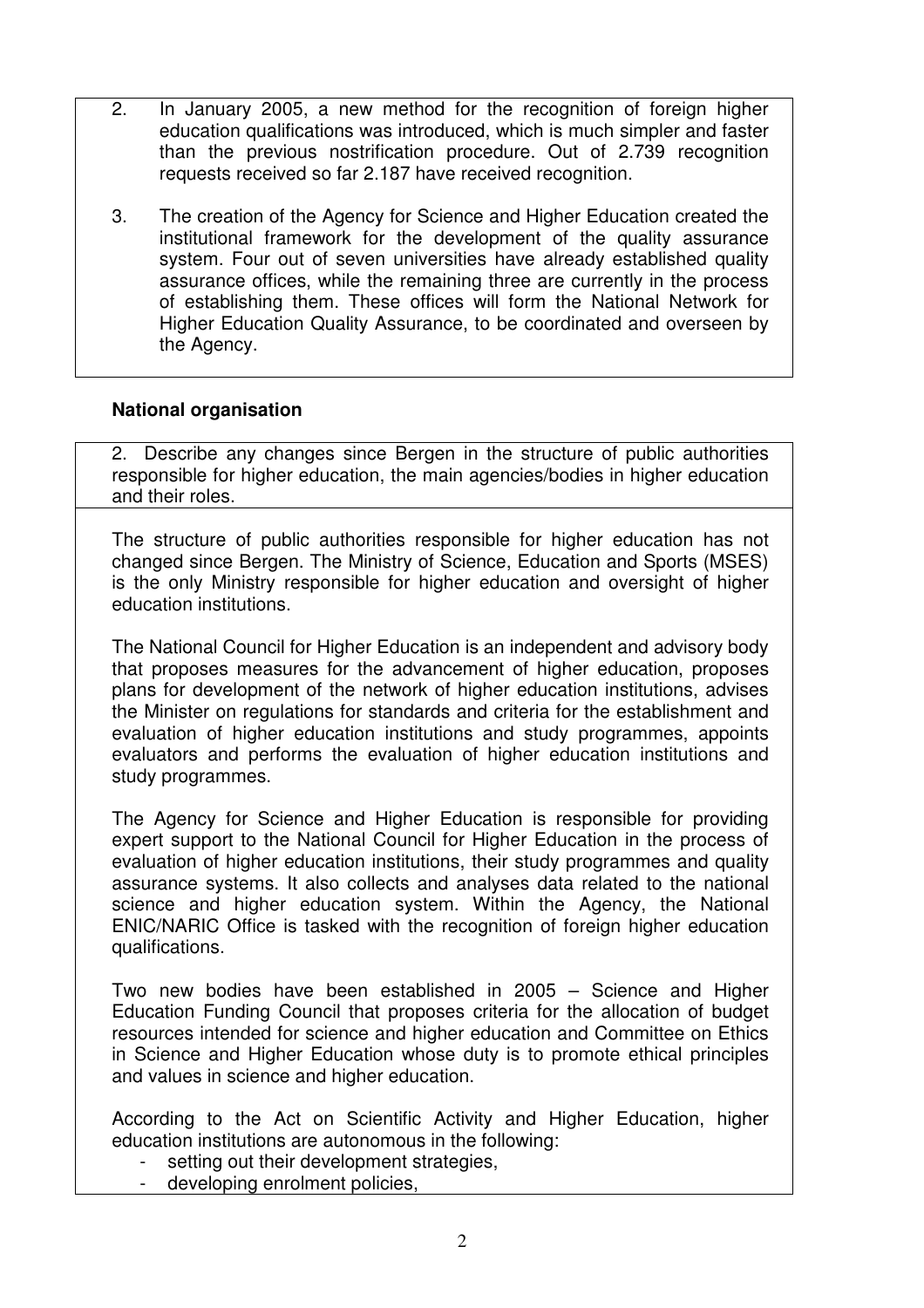2. In January 2005, a new method for the recognition of foreign higher education qualifications was introduced, which is much simpler and faster than the previous nostrification procedure. Out of 2.739 recognition requests received so far 2.187 have received recognition.

3. The creation of the Agency for Science and Higher Education created the institutional framework for the development of the quality assurance system. Four out of seven universities have already established quality assurance offices, while the remaining three are currently in the process of establishing them. These offices will form the National Network for Higher Education Quality Assurance, to be coordinated and overseen by the Agency.

**National organisation**

2. Describe any changes since Bergen in the structure of public authorities responsible for higher education, the main agencies/bodies in higher education and their roles.

The structure of public authorities responsible for higher education has not changed since Bergen. The Ministry of Science, Education and Sports (MSES) is the only Ministry responsible for higher education and oversight of higher education institutions.

The National Council for Higher Education is an independent and advisory body that proposes measures for the advancement of higher education, proposes plans for development of the network of higher education institutions, advises the Minister on regulations for standards and criteria for the establishment and evaluation of higher education institutions and study programmes, appoints evaluators and performs the evaluation of higher education institutions and study programmes.

The Agency for Science and Higher Education is responsible for providing expert support to the National Council for Higher Education in the process of evaluation of higher education institutions, their study programmes and quality assurance systems. It also collects and analyses data related to the national science and higher education system. Within the Agency, the National ENIC/NARIC Office is tasked with the recognition of foreign higher education qualifications.

Two new bodies have been established in 2005 – Science and Higher Education Funding Council that proposes criteria for the allocation of budget resources intended for science and higher education and Committee on Ethics in Science and Higher Education whose duty is to promote ethical principles and values in science and higher education.

According to the Act on Scientific Activity and Higher Education, higher education institutions are autonomous in the following:

- setting out their development strategies,
- developing enrolment policies,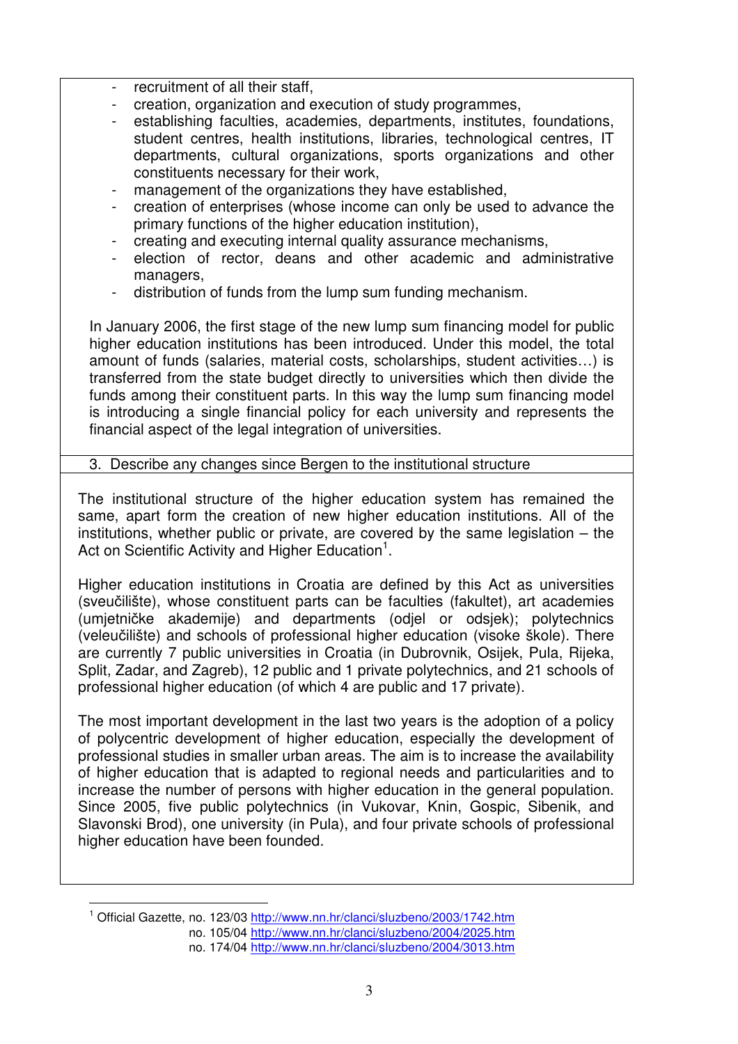- recruitment of all their staff,
- creation, organization and execution of study programmes,
- establishing faculties, academies, departments, institutes, foundations, student centres, health institutions, libraries, technological centres, IT departments, cultural organizations, sports organizations and other constituents necessary for their work,
- management of the organizations they have established,
- creation of enterprises (whose income can only be used to advance the primary functions of the higher education institution),
- creating and executing internal quality assurance mechanisms,
- election of rector, deans and other academic and administrative managers,
- distribution of funds from the lump sum funding mechanism.

In January 2006, the first stage of the new lump sum financing model for public higher education institutions has been introduced. Under this model, the total amount of funds (salaries, material costs, scholarships, student activities…) is transferred from the state budget directly to universities which then divide the funds among their constituent parts. In this way the lump sum financing model is introducing a single financial policy for each university and represents the financial aspect of the legal integration of universities.

3. Describe any changes since Bergen to the institutional structure

The institutional structure of the higher education system has remained the same, apart form the creation of new higher education institutions. All of the institutions, whether public or private, are covered by the same legislation – the Act on Scientific Activity and Higher Education[1].

Higher education institutions in Croatia are defined by this Act as universities (sveučilište), whose constituent parts can be faculties (fakultet), art academies (umjetničke akademije) and departments (odjel or odsjek); polytechnics (veleučilište) and schools of professional higher education (visoke škole). There are currently 7 public universities in Croatia (in Dubrovnik, Osijek, Pula, Rijeka, Split, Zadar, and Zagreb), 12 public and 1 private polytechnics, and 21 schools of professional higher education (of which 4 are public and 17 private).

The most important development in the last two years is the adoption of a policy of polycentric development of higher education, especially the development of professional studies in smaller urban areas. The aim is to increase the availability of higher education that is adapted to regional needs and particularities and to increase the number of persons with higher education in the general population. Since 2005, five public polytechnics (in Vukovar, Knin, Gospic, Sibenik, and Slavonski Brod), one university (in Pula), and four private schools of professional higher education have been founded.

---

[1] Official Gazette, no. 123/03 http://www.nn.hr/clanci/sluzbeno/2003/1742.htm
no. 105/04 http://www.nn.hr/clanci/sluzbeno/2004/2025.htm
no. 174/04 http://www.nn.hr/clanci/sluzbeno/2004/3013.htm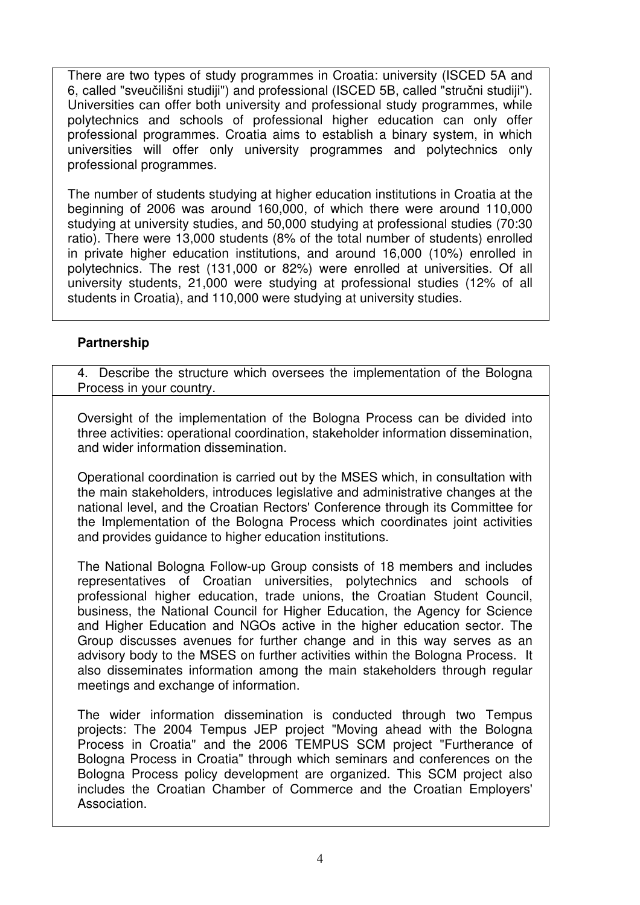There are two types of study programmes in Croatia: university (ISCED 5A and 6, called "sveučilišni studiji") and professional (ISCED 5B, called "stručni studiji"). Universities can offer both university and professional study programmes, while polytechnics and schools of professional higher education can only offer professional programmes. Croatia aims to establish a binary system, in which universities will offer only university programmes and polytechnics only professional programmes.

The number of students studying at higher education institutions in Croatia at the beginning of 2006 was around 160,000, of which there were around 110,000 studying at university studies, and 50,000 studying at professional studies (70:30 ratio). There were 13,000 students (8% of the total number of students) enrolled in private higher education institutions, and around 16,000 (10%) enrolled in polytechnics. The rest (131,000 or 82%) were enrolled at universities. Of all university students, 21,000 were studying at professional studies (12% of all students in Croatia), and 110,000 were studying at university studies.

### Partnership

4. Describe the structure which oversees the implementation of the Bologna Process in your country.

Oversight of the implementation of the Bologna Process can be divided into three activities: operational coordination, stakeholder information dissemination, and wider information dissemination.

Operational coordination is carried out by the MSES which, in consultation with the main stakeholders, introduces legislative and administrative changes at the national level, and the Croatian Rectors' Conference through its Committee for the Implementation of the Bologna Process which coordinates joint activities and provides guidance to higher education institutions.

The National Bologna Follow-up Group consists of 18 members and includes representatives of Croatian universities, polytechnics and schools of professional higher education, trade unions, the Croatian Student Council, business, the National Council for Higher Education, the Agency for Science and Higher Education and NGOs active in the higher education sector. The Group discusses avenues for further change and in this way serves as an advisory body to the MSES on further activities within the Bologna Process. It also disseminates information among the main stakeholders through regular meetings and exchange of information.

The wider information dissemination is conducted through two Tempus projects: The 2004 Tempus JEP project "Moving ahead with the Bologna Process in Croatia" and the 2006 TEMPUS SCM project "Furtherance of Bologna Process in Croatia" through which seminars and conferences on the Bologna Process policy development are organized. This SCM project also includes the Croatian Chamber of Commerce and the Croatian Employers' Association.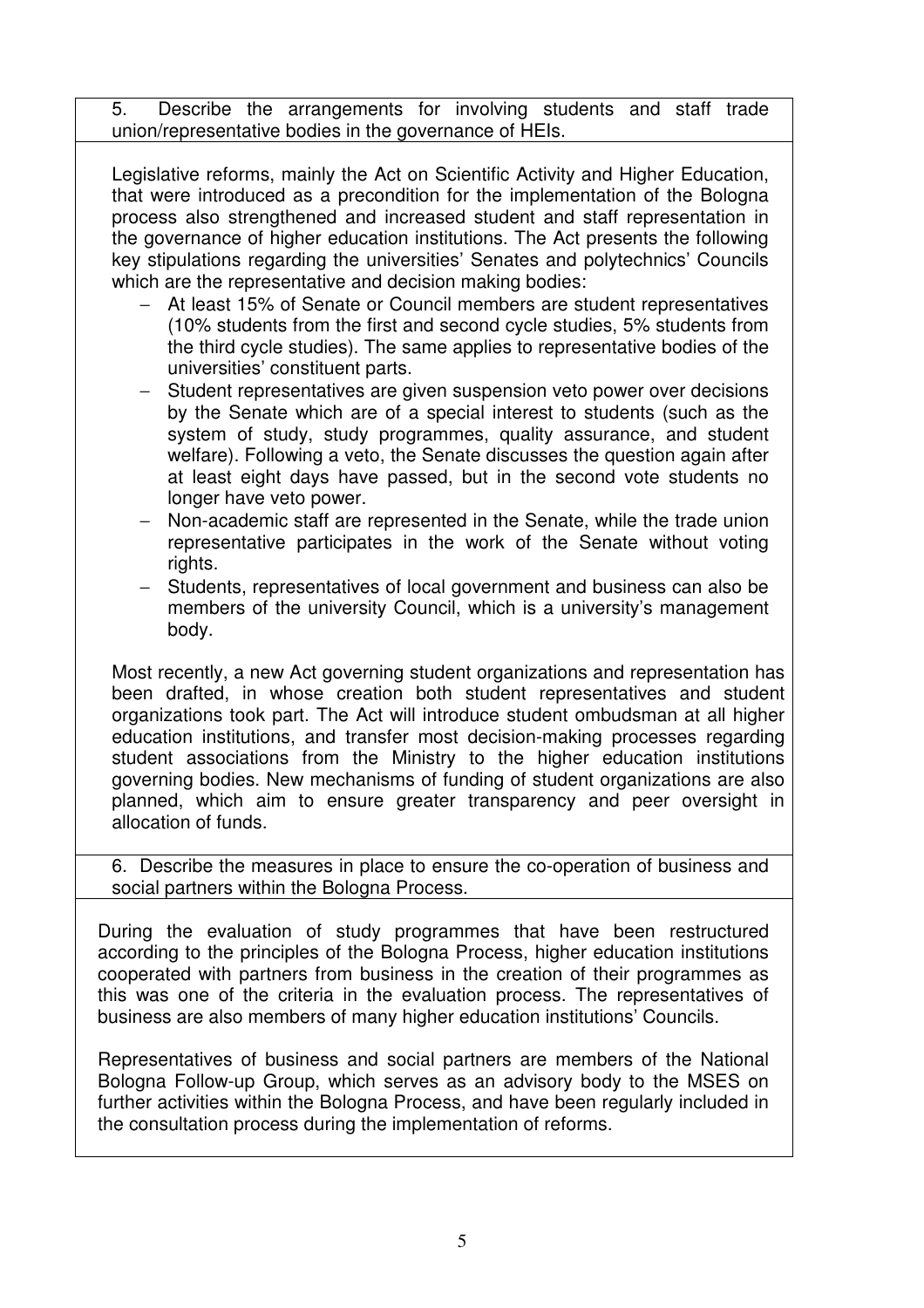5. Describe the arrangements for involving students and staff trade union/representative bodies in the governance of HEIs.

Legislative reforms, mainly the Act on Scientific Activity and Higher Education, that were introduced as a precondition for the implementation of the Bologna process also strengthened and increased student and staff representation in the governance of higher education institutions. The Act presents the following key stipulations regarding the universities' Senates and polytechnics' Councils which are the representative and decision making bodies:

- At least 15% of Senate or Council members are student representatives (10% students from the first and second cycle studies, 5% students from the third cycle studies). The same applies to representative bodies of the universities' constituent parts.
- Student representatives are given suspension veto power over decisions by the Senate which are of a special interest to students (such as the system of study, study programmes, quality assurance, and student welfare). Following a veto, the Senate discusses the question again after at least eight days have passed, but in the second vote students no longer have veto power.
- Non-academic staff are represented in the Senate, while the trade union representative participates in the work of the Senate without voting rights.
- Students, representatives of local government and business can also be members of the university Council, which is a university's management body.

Most recently, a new Act governing student organizations and representation has been drafted, in whose creation both student representatives and student organizations took part. The Act will introduce student ombudsman at all higher education institutions, and transfer most decision-making processes regarding student associations from the Ministry to the higher education institutions governing bodies. New mechanisms of funding of student organizations are also planned, which aim to ensure greater transparency and peer oversight in allocation of funds.

6. Describe the measures in place to ensure the co-operation of business and social partners within the Bologna Process.

During the evaluation of study programmes that have been restructured according to the principles of the Bologna Process, higher education institutions cooperated with partners from business in the creation of their programmes as this was one of the criteria in the evaluation process. The representatives of business are also members of many higher education institutions' Councils.

Representatives of business and social partners are members of the National Bologna Follow-up Group, which serves as an advisory body to the MSES on further activities within the Bologna Process, and have been regularly included in the consultation process during the implementation of reforms.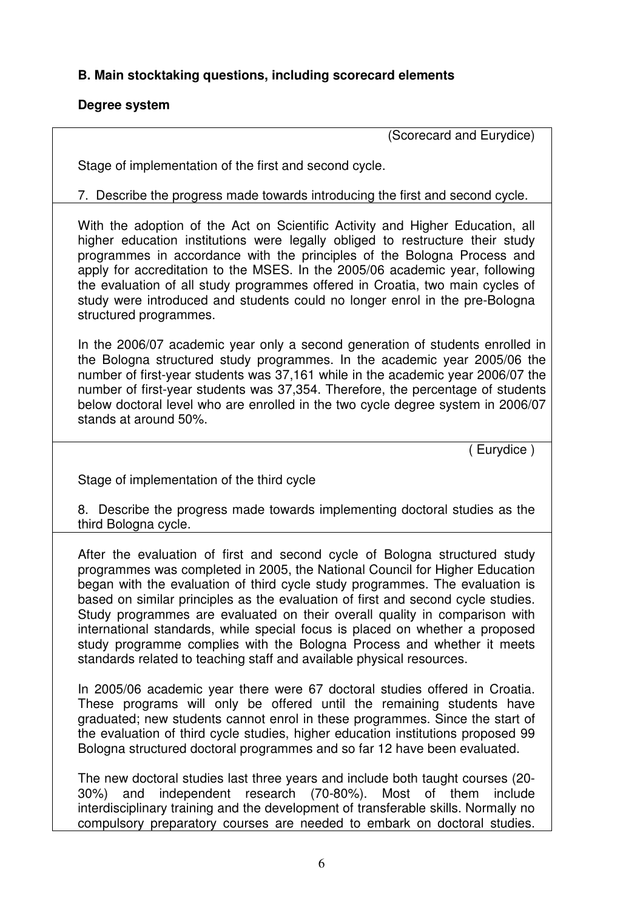**B. Main stocktaking questions, including scorecard elements**

**Degree system**

(Scorecard and Eurydice)

Stage of implementation of the first and second cycle.

7. Describe the progress made towards introducing the first and second cycle.

With the adoption of the Act on Scientific Activity and Higher Education, all higher education institutions were legally obliged to restructure their study programmes in accordance with the principles of the Bologna Process and apply for accreditation to the MSES. In the 2005/06 academic year, following the evaluation of all study programmes offered in Croatia, two main cycles of study were introduced and students could no longer enrol in the pre-Bologna structured programmes.

In the 2006/07 academic year only a second generation of students enrolled in the Bologna structured study programmes. In the academic year 2005/06 the number of first-year students was 37,161 while in the academic year 2006/07 the number of first-year students was 37,354. Therefore, the percentage of students below doctoral level who are enrolled in the two cycle degree system in 2006/07 stands at around 50%.

( Eurydice )

Stage of implementation of the third cycle

8. Describe the progress made towards implementing doctoral studies as the third Bologna cycle.

After the evaluation of first and second cycle of Bologna structured study programmes was completed in 2005, the National Council for Higher Education began with the evaluation of third cycle study programmes. The evaluation is based on similar principles as the evaluation of first and second cycle studies. Study programmes are evaluated on their overall quality in comparison with international standards, while special focus is placed on whether a proposed study programme complies with the Bologna Process and whether it meets standards related to teaching staff and available physical resources.

In 2005/06 academic year there were 67 doctoral studies offered in Croatia. These programs will only be offered until the remaining students have graduated; new students cannot enrol in these programmes. Since the start of the evaluation of third cycle studies, higher education institutions proposed 99 Bologna structured doctoral programmes and so far 12 have been evaluated.

The new doctoral studies last three years and include both taught courses (20-30%) and independent research (70-80%). Most of them include interdisciplinary training and the development of transferable skills. Normally no compulsory preparatory courses are needed to embark on doctoral studies.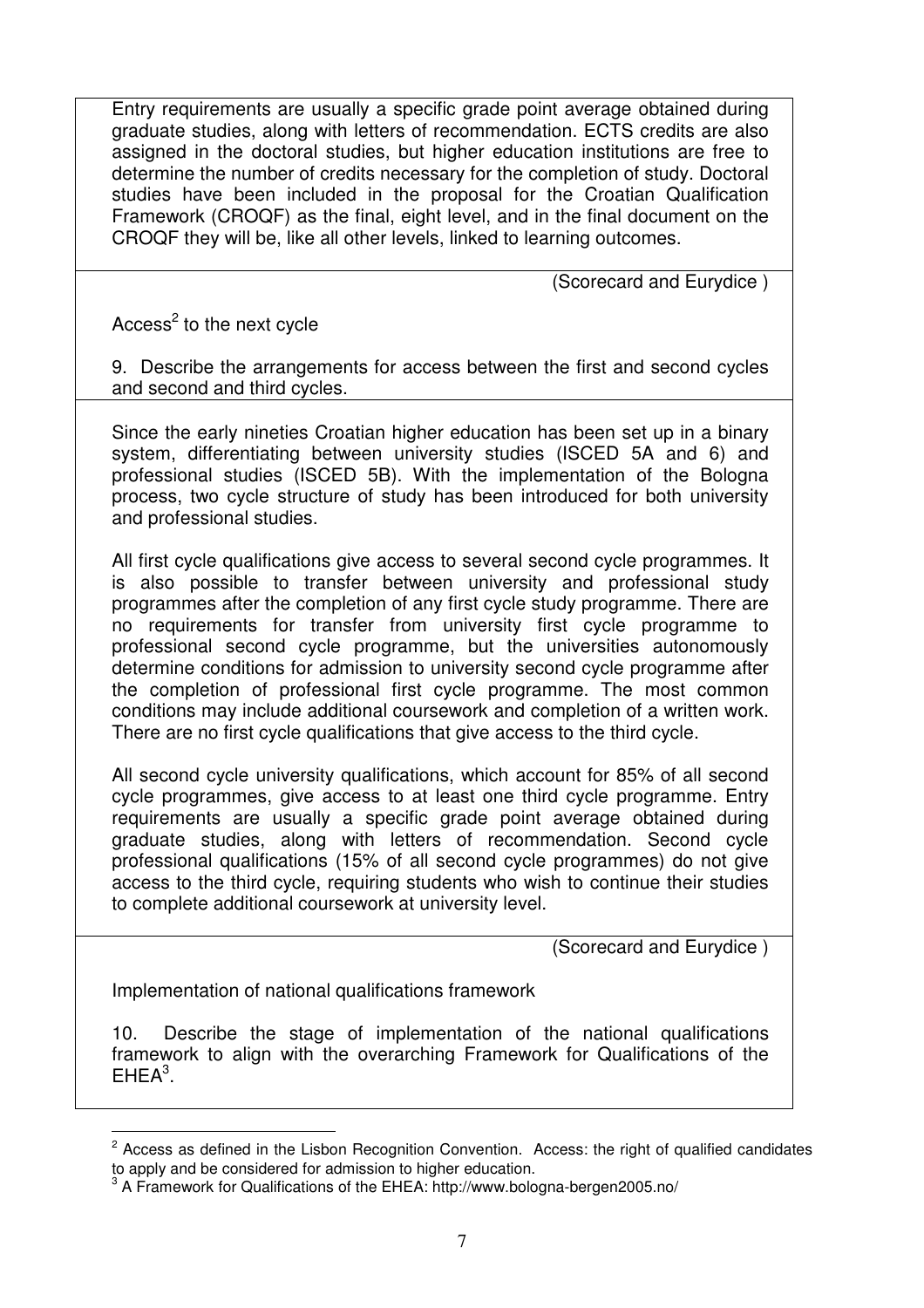Entry requirements are usually a specific grade point average obtained during graduate studies, along with letters of recommendation. ECTS credits are also assigned in the doctoral studies, but higher education institutions are free to determine the number of credits necessary for the completion of study. Doctoral studies have been included in the proposal for the Croatian Qualification Framework (CROQF) as the final, eight level, and in the final document on the CROQF they will be, like all other levels, linked to learning outcomes.

(Scorecard and Eurydice )

Access[2] to the next cycle

9. Describe the arrangements for access between the first and second cycles and second and third cycles.

Since the early nineties Croatian higher education has been set up in a binary system, differentiating between university studies (ISCED 5A and 6) and professional studies (ISCED 5B). With the implementation of the Bologna process, two cycle structure of study has been introduced for both university and professional studies.

All first cycle qualifications give access to several second cycle programmes. It is also possible to transfer between university and professional study programmes after the completion of any first cycle study programme. There are no requirements for transfer from university first cycle programme to professional second cycle programme, but the universities autonomously determine conditions for admission to university second cycle programme after the completion of professional first cycle programme. The most common conditions may include additional coursework and completion of a written work. There are no first cycle qualifications that give access to the third cycle.

All second cycle university qualifications, which account for 85% of all second cycle programmes, give access to at least one third cycle programme. Entry requirements are usually a specific grade point average obtained during graduate studies, along with letters of recommendation. Second cycle professional qualifications (15% of all second cycle programmes) do not give access to the third cycle, requiring students who wish to continue their studies to complete additional coursework at university level.

(Scorecard and Eurydice )

Implementation of national qualifications framework

10. Describe the stage of implementation of the national qualifications framework to align with the overarching Framework for Qualifications of the EHEA[3].

---

[2] Access as defined in the Lisbon Recognition Convention. Access: the right of qualified candidates to apply and be considered for admission to higher education.

[3] A Framework for Qualifications of the EHEA: http://www.bologna-bergen2005.no/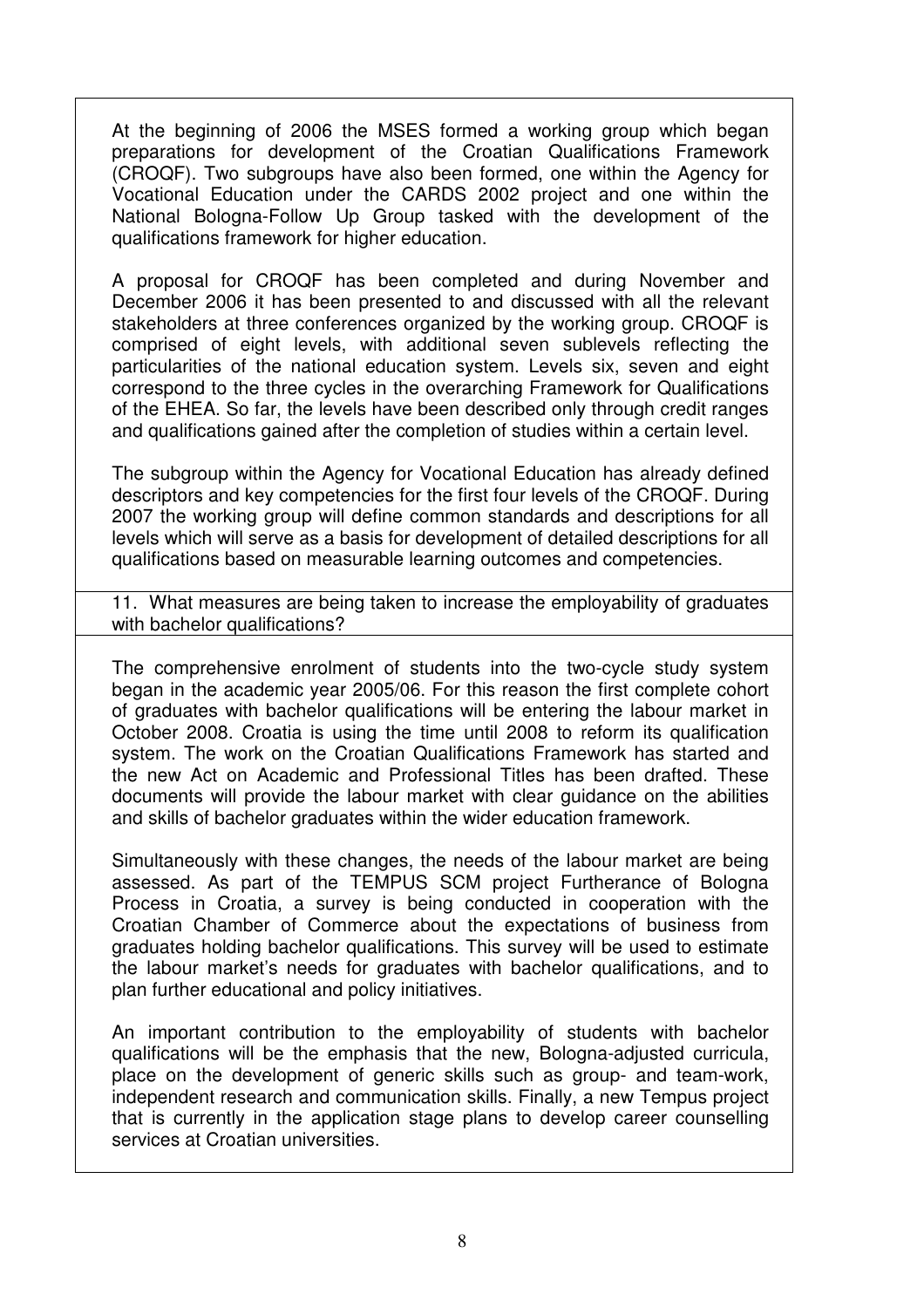At the beginning of 2006 the MSES formed a working group which began preparations for development of the Croatian Qualifications Framework (CROQF). Two subgroups have also been formed, one within the Agency for Vocational Education under the CARDS 2002 project and one within the National Bologna-Follow Up Group tasked with the development of the qualifications framework for higher education.

A proposal for CROQF has been completed and during November and December 2006 it has been presented to and discussed with all the relevant stakeholders at three conferences organized by the working group. CROQF is comprised of eight levels, with additional seven sublevels reflecting the particularities of the national education system. Levels six, seven and eight correspond to the three cycles in the overarching Framework for Qualifications of the EHEA. So far, the levels have been described only through credit ranges and qualifications gained after the completion of studies within a certain level.

The subgroup within the Agency for Vocational Education has already defined descriptors and key competencies for the first four levels of the CROQF. During 2007 the working group will define common standards and descriptions for all levels which will serve as a basis for development of detailed descriptions for all qualifications based on measurable learning outcomes and competencies.

11. What measures are being taken to increase the employability of graduates with bachelor qualifications?

The comprehensive enrolment of students into the two-cycle study system began in the academic year 2005/06. For this reason the first complete cohort of graduates with bachelor qualifications will be entering the labour market in October 2008. Croatia is using the time until 2008 to reform its qualification system. The work on the Croatian Qualifications Framework has started and the new Act on Academic and Professional Titles has been drafted. These documents will provide the labour market with clear guidance on the abilities and skills of bachelor graduates within the wider education framework.

Simultaneously with these changes, the needs of the labour market are being assessed. As part of the TEMPUS SCM project Furtherance of Bologna Process in Croatia, a survey is being conducted in cooperation with the Croatian Chamber of Commerce about the expectations of business from graduates holding bachelor qualifications. This survey will be used to estimate the labour market's needs for graduates with bachelor qualifications, and to plan further educational and policy initiatives.

An important contribution to the employability of students with bachelor qualifications will be the emphasis that the new, Bologna-adjusted curricula, place on the development of generic skills such as group- and team-work, independent research and communication skills. Finally, a new Tempus project that is currently in the application stage plans to develop career counselling services at Croatian universities.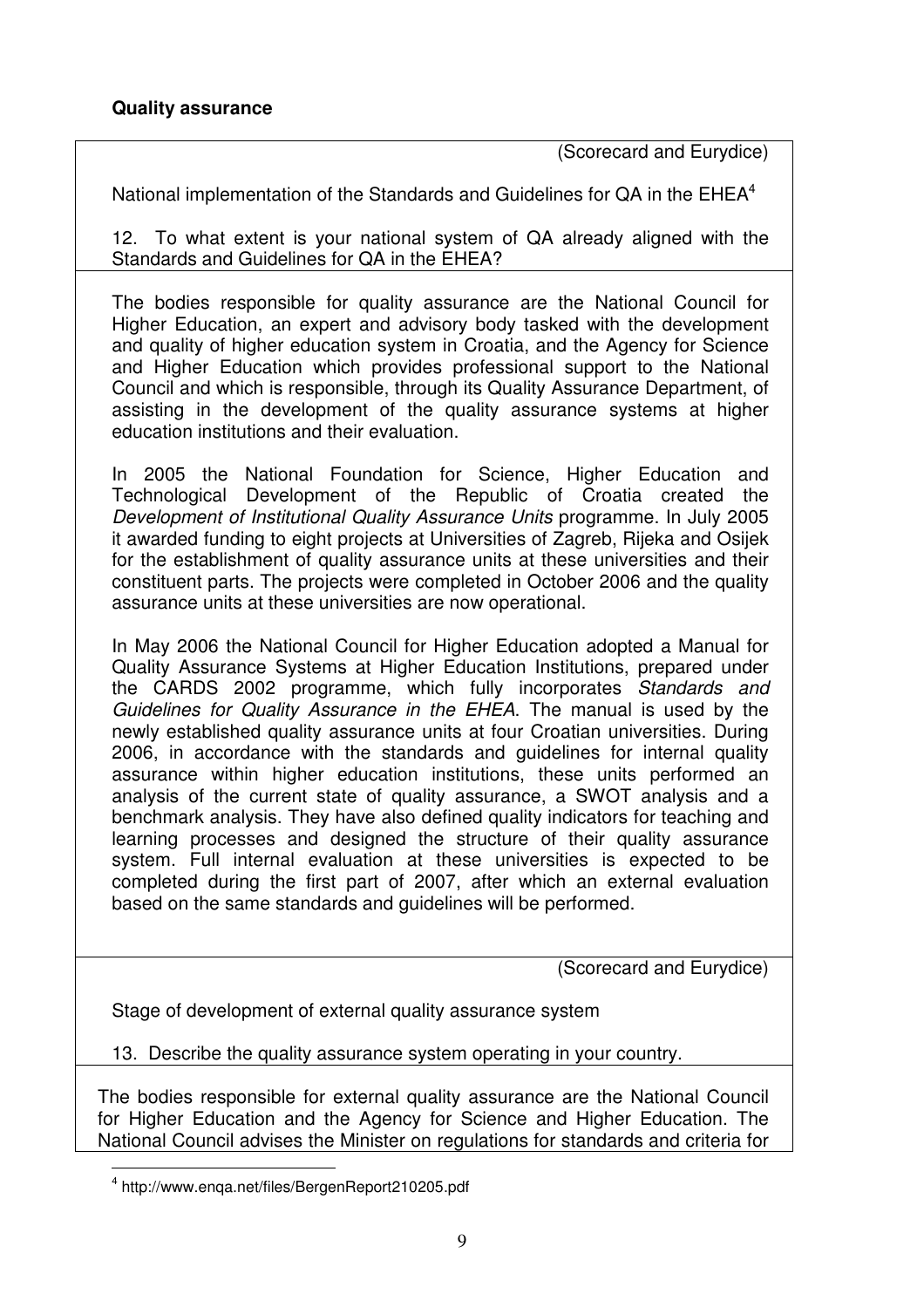**Quality assurance**

(Scorecard and Eurydice)

National implementation of the Standards and Guidelines for QA in the EHEA[4]

12. To what extent is your national system of QA already aligned with the Standards and Guidelines for QA in the EHEA?

The bodies responsible for quality assurance are the National Council for Higher Education, an expert and advisory body tasked with the development and quality of higher education system in Croatia, and the Agency for Science and Higher Education which provides professional support to the National Council and which is responsible, through its Quality Assurance Department, of assisting in the development of the quality assurance systems at higher education institutions and their evaluation.

In 2005 the National Foundation for Science, Higher Education and Technological Development of the Republic of Croatia created the *Development of Institutional Quality Assurance Units* programme. In July 2005 it awarded funding to eight projects at Universities of Zagreb, Rijeka and Osijek for the establishment of quality assurance units at these universities and their constituent parts. The projects were completed in October 2006 and the quality assurance units at these universities are now operational.

In May 2006 the National Council for Higher Education adopted a Manual for Quality Assurance Systems at Higher Education Institutions, prepared under the CARDS 2002 programme, which fully incorporates *Standards and Guidelines for Quality Assurance in the EHEA*. The manual is used by the newly established quality assurance units at four Croatian universities. During 2006, in accordance with the standards and guidelines for internal quality assurance within higher education institutions, these units performed an analysis of the current state of quality assurance, a SWOT analysis and a benchmark analysis. They have also defined quality indicators for teaching and learning processes and designed the structure of their quality assurance system. Full internal evaluation at these universities is expected to be completed during the first part of 2007, after which an external evaluation based on the same standards and guidelines will be performed.

(Scorecard and Eurydice)

Stage of development of external quality assurance system

13. Describe the quality assurance system operating in your country.

The bodies responsible for external quality assurance are the National Council for Higher Education and the Agency for Science and Higher Education. The National Council advises the Minister on regulations for standards and criteria for

[4] http://www.enqa.net/files/BergenReport210205.pdf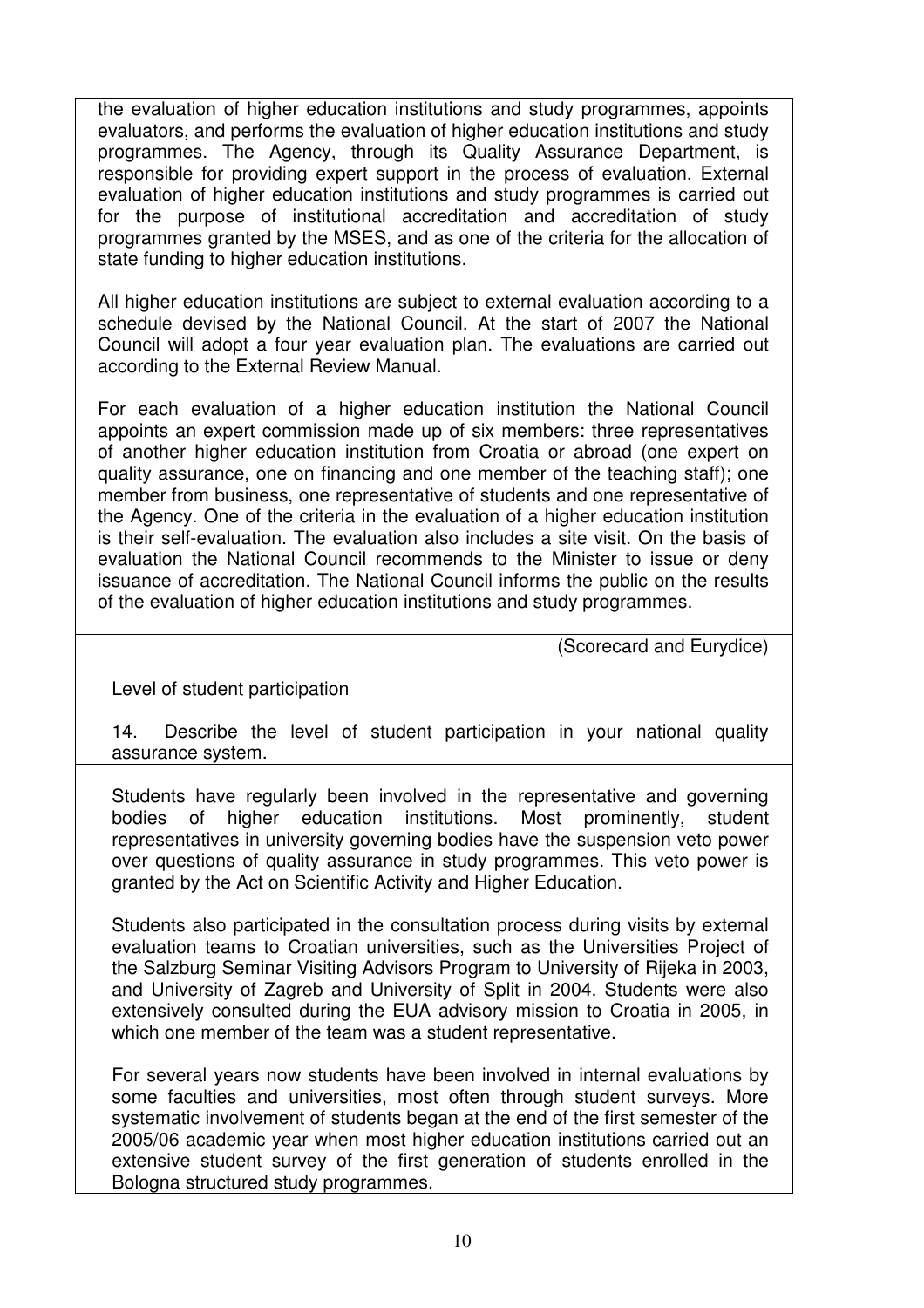the evaluation of higher education institutions and study programmes, appoints evaluators, and performs the evaluation of higher education institutions and study programmes. The Agency, through its Quality Assurance Department, is responsible for providing expert support in the process of evaluation. External evaluation of higher education institutions and study programmes is carried out for the purpose of institutional accreditation and accreditation of study programmes granted by the MSES, and as one of the criteria for the allocation of state funding to higher education institutions.

All higher education institutions are subject to external evaluation according to a schedule devised by the National Council. At the start of 2007 the National Council will adopt a four year evaluation plan. The evaluations are carried out according to the External Review Manual.

For each evaluation of a higher education institution the National Council appoints an expert commission made up of six members: three representatives of another higher education institution from Croatia or abroad (one expert on quality assurance, one on financing and one member of the teaching staff); one member from business, one representative of students and one representative of the Agency. One of the criteria in the evaluation of a higher education institution is their self-evaluation. The evaluation also includes a site visit. On the basis of evaluation the National Council recommends to the Minister to issue or deny issuance of accreditation. The National Council informs the public on the results of the evaluation of higher education institutions and study programmes.

(Scorecard and Eurydice)

Level of student participation

14. Describe the level of student participation in your national quality assurance system.

Students have regularly been involved in the representative and governing bodies of higher education institutions. Most prominently, student representatives in university governing bodies have the suspension veto power over questions of quality assurance in study programmes. This veto power is granted by the Act on Scientific Activity and Higher Education.

Students also participated in the consultation process during visits by external evaluation teams to Croatian universities, such as the Universities Project of the Salzburg Seminar Visiting Advisors Program to University of Rijeka in 2003, and University of Zagreb and University of Split in 2004. Students were also extensively consulted during the EUA advisory mission to Croatia in 2005, in which one member of the team was a student representative.

For several years now students have been involved in internal evaluations by some faculties and universities, most often through student surveys. More systematic involvement of students began at the end of the first semester of the 2005/06 academic year when most higher education institutions carried out an extensive student survey of the first generation of students enrolled in the Bologna structured study programmes.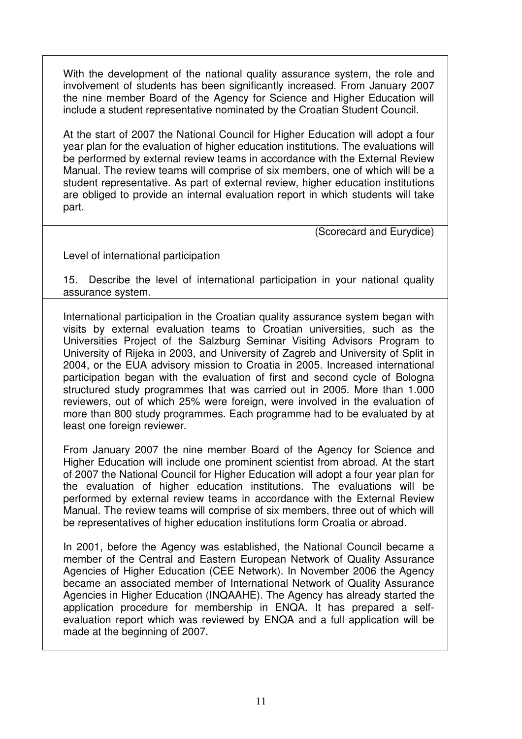With the development of the national quality assurance system, the role and involvement of students has been significantly increased. From January 2007 the nine member Board of the Agency for Science and Higher Education will include a student representative nominated by the Croatian Student Council.

At the start of 2007 the National Council for Higher Education will adopt a four year plan for the evaluation of higher education institutions. The evaluations will be performed by external review teams in accordance with the External Review Manual. The review teams will comprise of six members, one of which will be a student representative. As part of external review, higher education institutions are obliged to provide an internal evaluation report in which students will take part.

(Scorecard and Eurydice)

Level of international participation

15. Describe the level of international participation in your national quality assurance system.

International participation in the Croatian quality assurance system began with visits by external evaluation teams to Croatian universities, such as the Universities Project of the Salzburg Seminar Visiting Advisors Program to University of Rijeka in 2003, and University of Zagreb and University of Split in 2004, or the EUA advisory mission to Croatia in 2005. Increased international participation began with the evaluation of first and second cycle of Bologna structured study programmes that was carried out in 2005. More than 1.000 reviewers, out of which 25% were foreign, were involved in the evaluation of more than 800 study programmes. Each programme had to be evaluated by at least one foreign reviewer.

From January 2007 the nine member Board of the Agency for Science and Higher Education will include one prominent scientist from abroad. At the start of 2007 the National Council for Higher Education will adopt a four year plan for the evaluation of higher education institutions. The evaluations will be performed by external review teams in accordance with the External Review Manual. The review teams will comprise of six members, three out of which will be representatives of higher education institutions form Croatia or abroad.

In 2001, before the Agency was established, the National Council became a member of the Central and Eastern European Network of Quality Assurance Agencies of Higher Education (CEE Network). In November 2006 the Agency became an associated member of International Network of Quality Assurance Agencies in Higher Education (INQAAHE). The Agency has already started the application procedure for membership in ENQA. It has prepared a self-evaluation report which was reviewed by ENQA and a full application will be made at the beginning of 2007.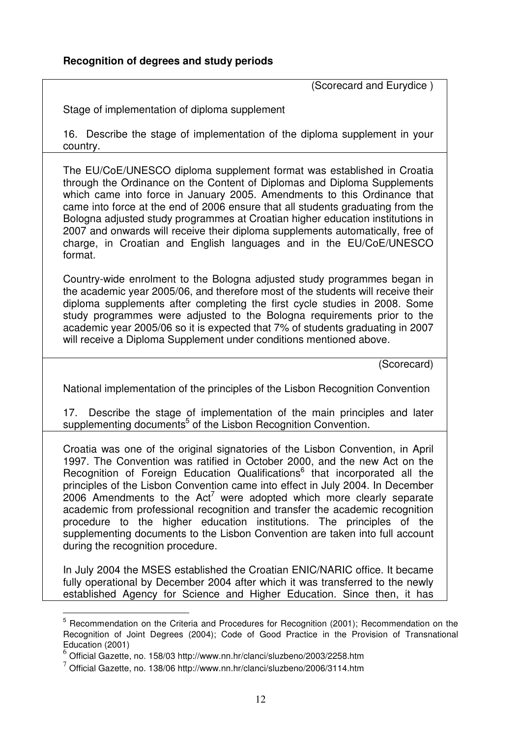**Recognition of degrees and study periods**

(Scorecard and Eurydice )

Stage of implementation of diploma supplement

16. Describe the stage of implementation of the diploma supplement in your country.

The EU/CoE/UNESCO diploma supplement format was established in Croatia through the Ordinance on the Content of Diplomas and Diploma Supplements which came into force in January 2005. Amendments to this Ordinance that came into force at the end of 2006 ensure that all students graduating from the Bologna adjusted study programmes at Croatian higher education institutions in 2007 and onwards will receive their diploma supplements automatically, free of charge, in Croatian and English languages and in the EU/CoE/UNESCO format.

Country-wide enrolment to the Bologna adjusted study programmes began in the academic year 2005/06, and therefore most of the students will receive their diploma supplements after completing the first cycle studies in 2008. Some study programmes were adjusted to the Bologna requirements prior to the academic year 2005/06 so it is expected that 7% of students graduating in 2007 will receive a Diploma Supplement under conditions mentioned above.

(Scorecard)

National implementation of the principles of the Lisbon Recognition Convention

17. Describe the stage of implementation of the main principles and later supplementing documents[5] of the Lisbon Recognition Convention.

Croatia was one of the original signatories of the Lisbon Convention, in April 1997. The Convention was ratified in October 2000, and the new Act on the Recognition of Foreign Education Qualifications[6] that incorporated all the principles of the Lisbon Convention came into effect in July 2004. In December 2006 Amendments to the Act[7] were adopted which more clearly separate academic from professional recognition and transfer the academic recognition procedure to the higher education institutions. The principles of the supplementing documents to the Lisbon Convention are taken into full account during the recognition procedure.

In July 2004 the MSES established the Croatian ENIC/NARIC office. It became fully operational by December 2004 after which it was transferred to the newly established Agency for Science and Higher Education. Since then, it has

---

[5] Recommendation on the Criteria and Procedures for Recognition (2001); Recommendation on the Recognition of Joint Degrees (2004); Code of Good Practice in the Provision of Transnational Education (2001)

[6] Official Gazette, no. 158/03 http://www.nn.hr/clanci/sluzbeno/2003/2258.htm

[7] Official Gazette, no. 138/06 http://www.nn.hr/clanci/sluzbeno/2006/3114.htm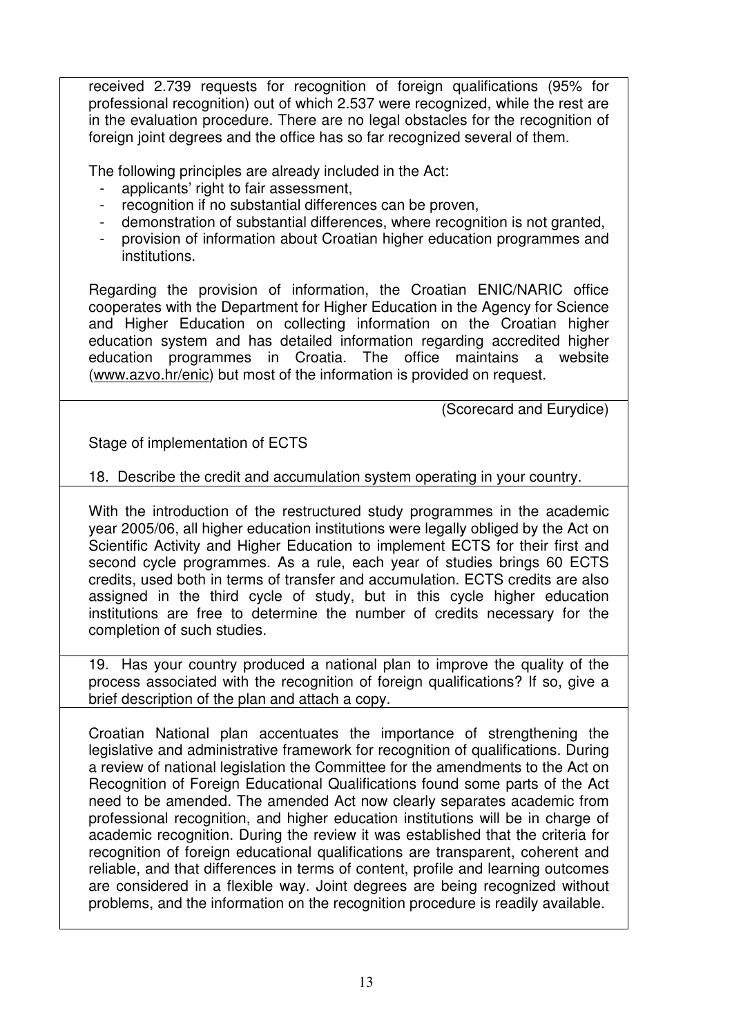received 2.739 requests for recognition of foreign qualifications (95% for professional recognition) out of which 2.537 were recognized, while the rest are in the evaluation procedure. There are no legal obstacles for the recognition of foreign joint degrees and the office has so far recognized several of them.

The following principles are already included in the Act:

- applicants' right to fair assessment,
- recognition if no substantial differences can be proven,
- demonstration of substantial differences, where recognition is not granted,
- provision of information about Croatian higher education programmes and institutions.

Regarding the provision of information, the Croatian ENIC/NARIC office cooperates with the Department for Higher Education in the Agency for Science and Higher Education on collecting information on the Croatian higher education system and has detailed information regarding accredited higher education programmes in Croatia. The office maintains a website (www.azvo.hr/enic) but most of the information is provided on request.

(Scorecard and Eurydice)

Stage of implementation of ECTS

18. Describe the credit and accumulation system operating in your country.

With the introduction of the restructured study programmes in the academic year 2005/06, all higher education institutions were legally obliged by the Act on Scientific Activity and Higher Education to implement ECTS for their first and second cycle programmes. As a rule, each year of studies brings 60 ECTS credits, used both in terms of transfer and accumulation. ECTS credits are also assigned in the third cycle of study, but in this cycle higher education institutions are free to determine the number of credits necessary for the completion of such studies.

19. Has your country produced a national plan to improve the quality of the process associated with the recognition of foreign qualifications? If so, give a brief description of the plan and attach a copy.

Croatian National plan accentuates the importance of strengthening the legislative and administrative framework for recognition of qualifications. During a review of national legislation the Committee for the amendments to the Act on Recognition of Foreign Educational Qualifications found some parts of the Act need to be amended. The amended Act now clearly separates academic from professional recognition, and higher education institutions will be in charge of academic recognition. During the review it was established that the criteria for recognition of foreign educational qualifications are transparent, coherent and reliable, and that differences in terms of content, profile and learning outcomes are considered in a flexible way. Joint degrees are being recognized without problems, and the information on the recognition procedure is readily available.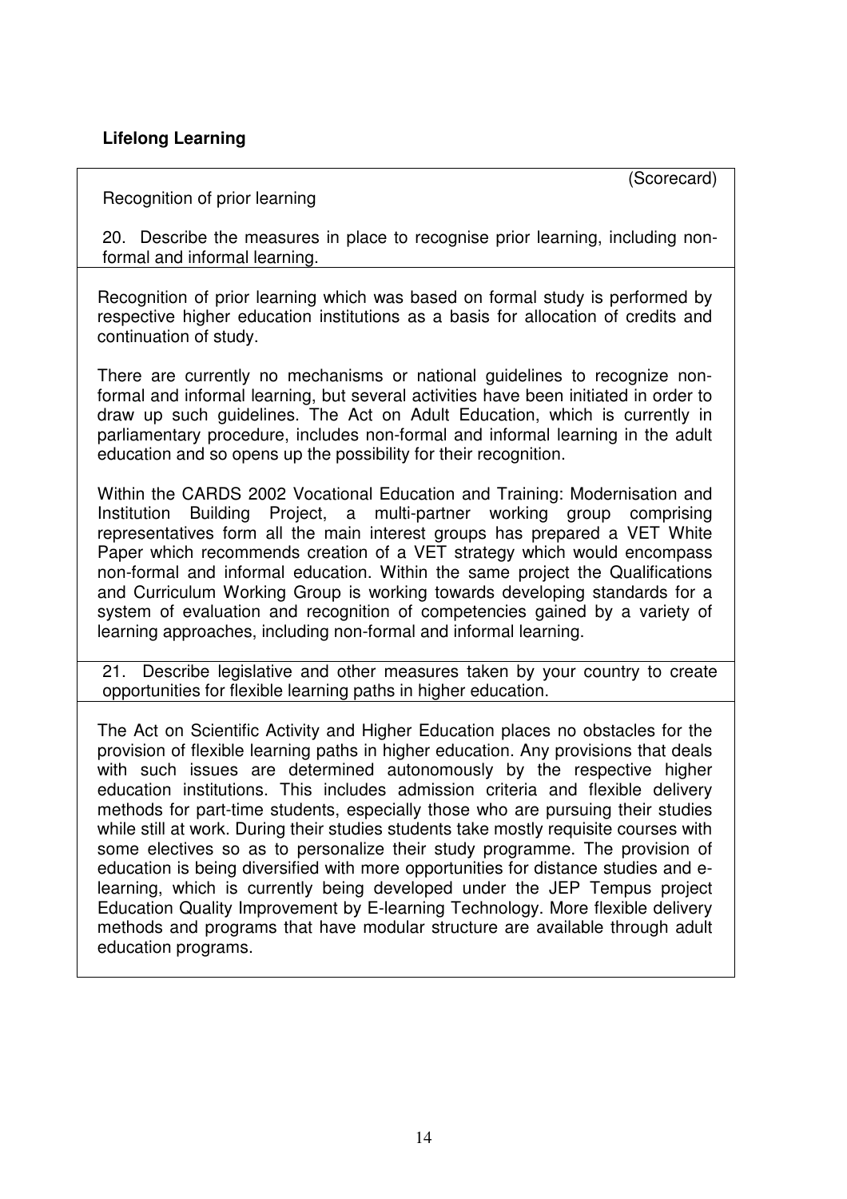**Lifelong Learning**

(Scorecard)

Recognition of prior learning

20. Describe the measures in place to recognise prior learning, including non-formal and informal learning.

Recognition of prior learning which was based on formal study is performed by respective higher education institutions as a basis for allocation of credits and continuation of study.

There are currently no mechanisms or national guidelines to recognize non-formal and informal learning, but several activities have been initiated in order to draw up such guidelines. The Act on Adult Education, which is currently in parliamentary procedure, includes non-formal and informal learning in the adult education and so opens up the possibility for their recognition.

Within the CARDS 2002 Vocational Education and Training: Modernisation and Institution Building Project, a multi-partner working group comprising representatives form all the main interest groups has prepared a VET White Paper which recommends creation of a VET strategy which would encompass non-formal and informal education. Within the same project the Qualifications and Curriculum Working Group is working towards developing standards for a system of evaluation and recognition of competencies gained by a variety of learning approaches, including non-formal and informal learning.

21. Describe legislative and other measures taken by your country to create opportunities for flexible learning paths in higher education.

The Act on Scientific Activity and Higher Education places no obstacles for the provision of flexible learning paths in higher education. Any provisions that deals with such issues are determined autonomously by the respective higher education institutions. This includes admission criteria and flexible delivery methods for part-time students, especially those who are pursuing their studies while still at work. During their studies students take mostly requisite courses with some electives so as to personalize their study programme. The provision of education is being diversified with more opportunities for distance studies and e-learning, which is currently being developed under the JEP Tempus project Education Quality Improvement by E-learning Technology. More flexible delivery methods and programs that have modular structure are available through adult education programs.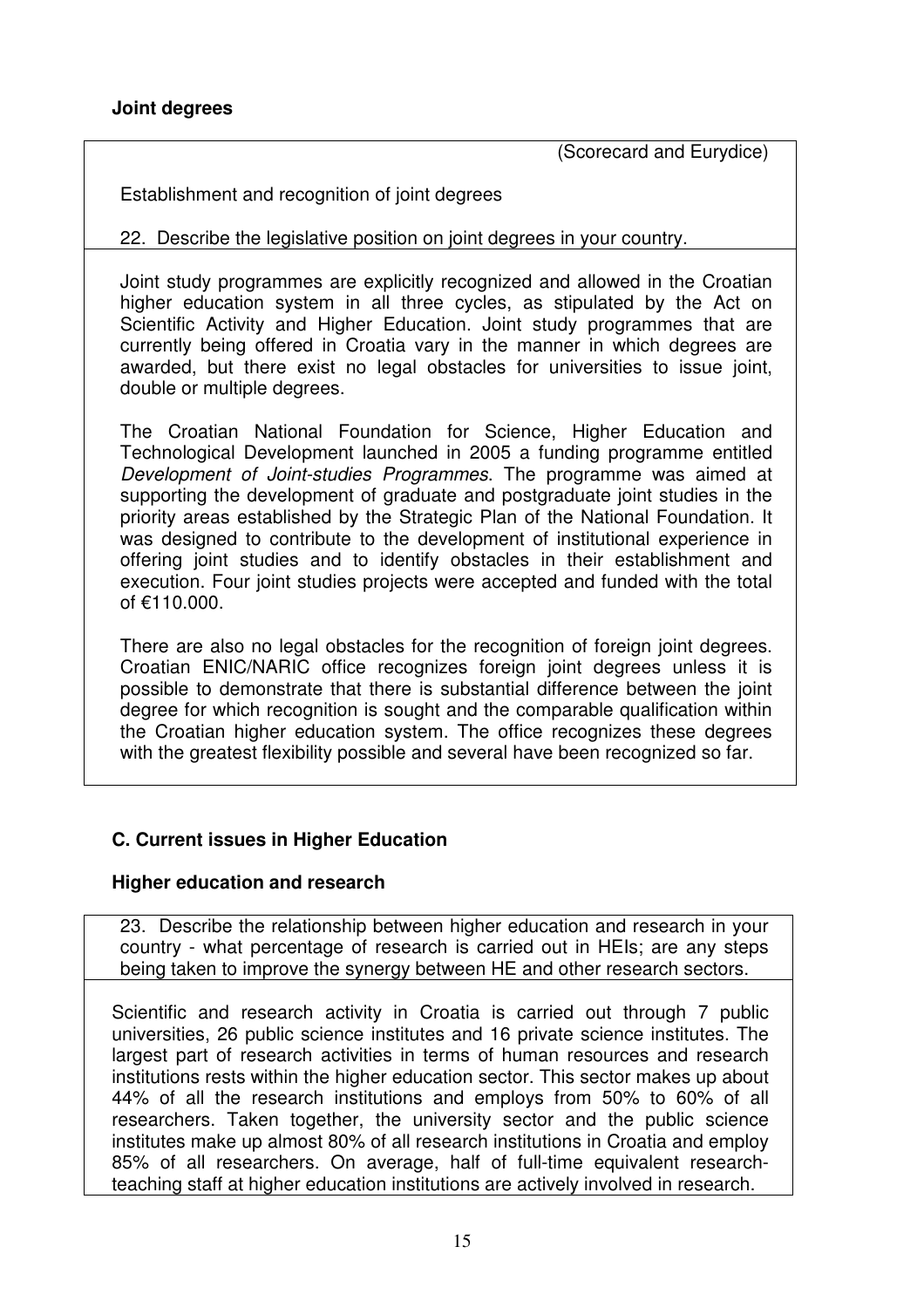**Joint degrees**

(Scorecard and Eurydice)

Establishment and recognition of joint degrees

22. Describe the legislative position on joint degrees in your country.

Joint study programmes are explicitly recognized and allowed in the Croatian higher education system in all three cycles, as stipulated by the Act on Scientific Activity and Higher Education. Joint study programmes that are currently being offered in Croatia vary in the manner in which degrees are awarded, but there exist no legal obstacles for universities to issue joint, double or multiple degrees.

The Croatian National Foundation for Science, Higher Education and Technological Development launched in 2005 a funding programme entitled *Development of Joint-studies Programmes*. The programme was aimed at supporting the development of graduate and postgraduate joint studies in the priority areas established by the Strategic Plan of the National Foundation. It was designed to contribute to the development of institutional experience in offering joint studies and to identify obstacles in their establishment and execution. Four joint studies projects were accepted and funded with the total of €110.000.

There are also no legal obstacles for the recognition of foreign joint degrees. Croatian ENIC/NARIC office recognizes foreign joint degrees unless it is possible to demonstrate that there is substantial difference between the joint degree for which recognition is sought and the comparable qualification within the Croatian higher education system. The office recognizes these degrees with the greatest flexibility possible and several have been recognized so far.

## C. Current issues in Higher Education

**Higher education and research**

23. Describe the relationship between higher education and research in your country - what percentage of research is carried out in HEIs; are any steps being taken to improve the synergy between HE and other research sectors.

Scientific and research activity in Croatia is carried out through 7 public universities, 26 public science institutes and 16 private science institutes. The largest part of research activities in terms of human resources and research institutions rests within the higher education sector. This sector makes up about 44% of all the research institutions and employs from 50% to 60% of all researchers. Taken together, the university sector and the public science institutes make up almost 80% of all research institutions in Croatia and employ 85% of all researchers. On average, half of full-time equivalent research-teaching staff at higher education institutions are actively involved in research.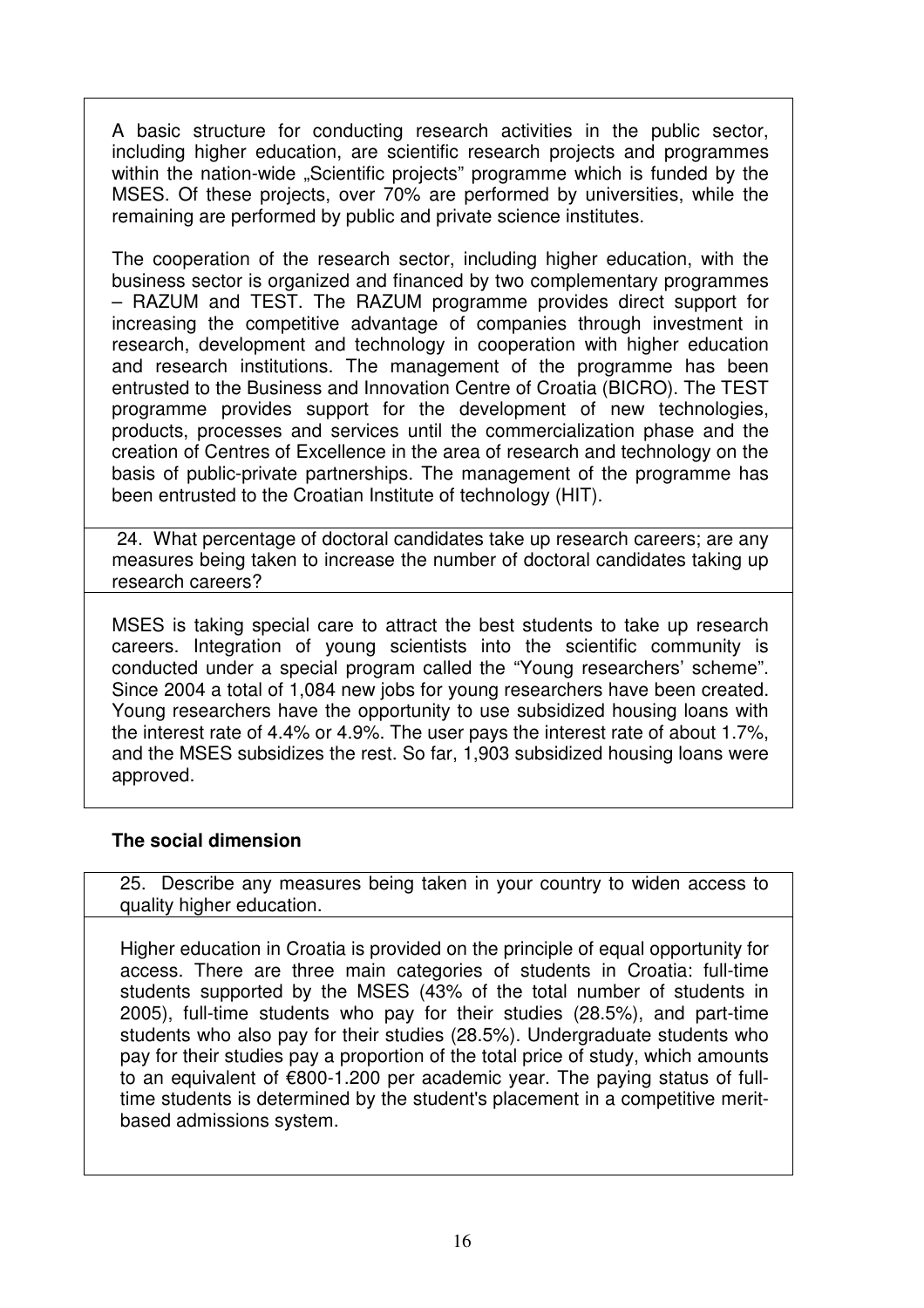A basic structure for conducting research activities in the public sector, including higher education, are scientific research projects and programmes within the nation-wide „Scientific projects" programme which is funded by the MSES. Of these projects, over 70% are performed by universities, while the remaining are performed by public and private science institutes.

The cooperation of the research sector, including higher education, with the business sector is organized and financed by two complementary programmes – RAZUM and TEST. The RAZUM programme provides direct support for increasing the competitive advantage of companies through investment in research, development and technology in cooperation with higher education and research institutions. The management of the programme has been entrusted to the Business and Innovation Centre of Croatia (BICRO). The TEST programme provides support for the development of new technologies, products, processes and services until the commercialization phase and the creation of Centres of Excellence in the area of research and technology on the basis of public-private partnerships. The management of the programme has been entrusted to the Croatian Institute of technology (HIT).

24. What percentage of doctoral candidates take up research careers; are any measures being taken to increase the number of doctoral candidates taking up research careers?

MSES is taking special care to attract the best students to take up research careers. Integration of young scientists into the scientific community is conducted under a special program called the "Young researchers' scheme". Since 2004 a total of 1,084 new jobs for young researchers have been created. Young researchers have the opportunity to use subsidized housing loans with the interest rate of 4.4% or 4.9%. The user pays the interest rate of about 1.7%, and the MSES subsidizes the rest. So far, 1,903 subsidized housing loans were approved.

**The social dimension**

25. Describe any measures being taken in your country to widen access to quality higher education.

Higher education in Croatia is provided on the principle of equal opportunity for access. There are three main categories of students in Croatia: full-time students supported by the MSES (43% of the total number of students in 2005), full-time students who pay for their studies (28.5%), and part-time students who also pay for their studies (28.5%). Undergraduate students who pay for their studies pay a proportion of the total price of study, which amounts to an equivalent of €800-1.200 per academic year. The paying status of full-time students is determined by the student's placement in a competitive merit-based admissions system.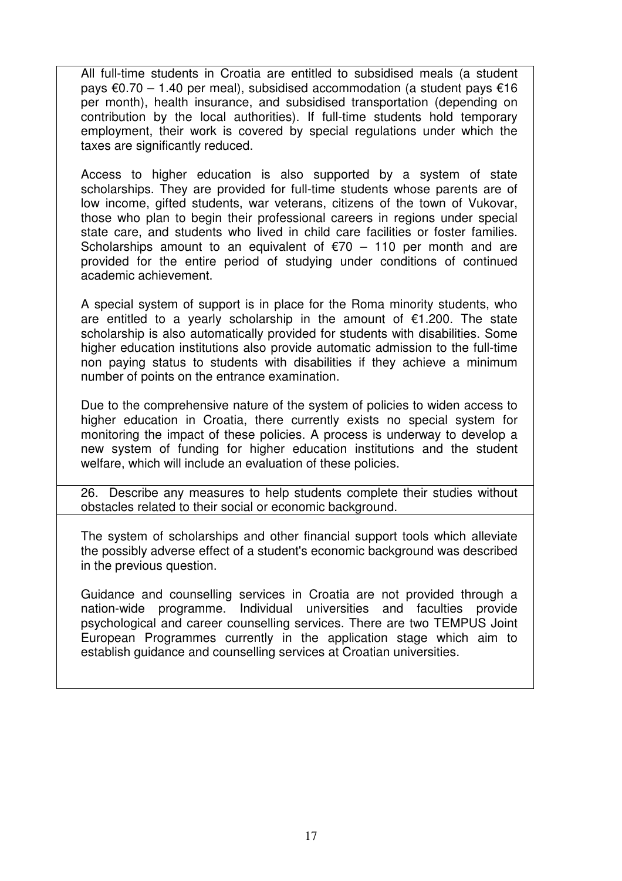All full-time students in Croatia are entitled to subsidised meals (a student pays €0.70 – 1.40 per meal), subsidised accommodation (a student pays €16 per month), health insurance, and subsidised transportation (depending on contribution by the local authorities). If full-time students hold temporary employment, their work is covered by special regulations under which the taxes are significantly reduced.

Access to higher education is also supported by a system of state scholarships. They are provided for full-time students whose parents are of low income, gifted students, war veterans, citizens of the town of Vukovar, those who plan to begin their professional careers in regions under special state care, and students who lived in child care facilities or foster families. Scholarships amount to an equivalent of €70 – 110 per month and are provided for the entire period of studying under conditions of continued academic achievement.

A special system of support is in place for the Roma minority students, who are entitled to a yearly scholarship in the amount of €1.200. The state scholarship is also automatically provided for students with disabilities. Some higher education institutions also provide automatic admission to the full-time non paying status to students with disabilities if they achieve a minimum number of points on the entrance examination.

Due to the comprehensive nature of the system of policies to widen access to higher education in Croatia, there currently exists no special system for monitoring the impact of these policies. A process is underway to develop a new system of funding for higher education institutions and the student welfare, which will include an evaluation of these policies.

26. Describe any measures to help students complete their studies without obstacles related to their social or economic background.

The system of scholarships and other financial support tools which alleviate the possibly adverse effect of a student's economic background was described in the previous question.

Guidance and counselling services in Croatia are not provided through a nation-wide programme. Individual universities and faculties provide psychological and career counselling services. There are two TEMPUS Joint European Programmes currently in the application stage which aim to establish guidance and counselling services at Croatian universities.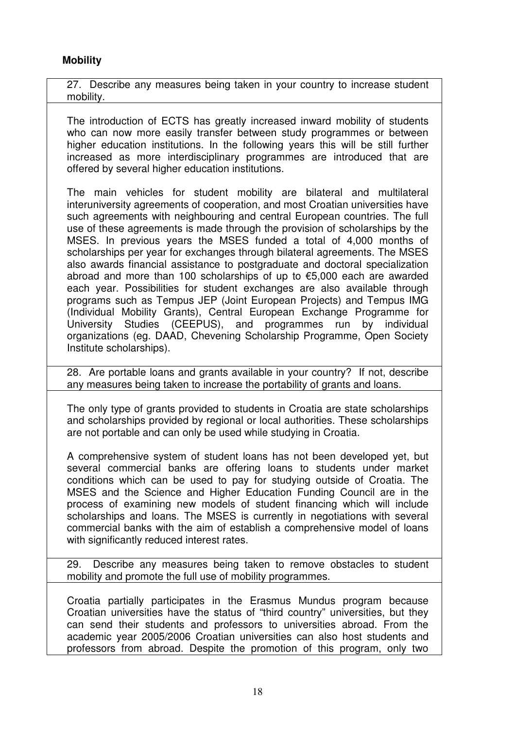**Mobility**

27. Describe any measures being taken in your country to increase student mobility.

The introduction of ECTS has greatly increased inward mobility of students who can now more easily transfer between study programmes or between higher education institutions. In the following years this will be still further increased as more interdisciplinary programmes are introduced that are offered by several higher education institutions.

The main vehicles for student mobility are bilateral and multilateral interuniversity agreements of cooperation, and most Croatian universities have such agreements with neighbouring and central European countries. The full use of these agreements is made through the provision of scholarships by the MSES. In previous years the MSES funded a total of 4,000 months of scholarships per year for exchanges through bilateral agreements. The MSES also awards financial assistance to postgraduate and doctoral specialization abroad and more than 100 scholarships of up to €5,000 each are awarded each year. Possibilities for student exchanges are also available through programs such as Tempus JEP (Joint European Projects) and Tempus IMG (Individual Mobility Grants), Central European Exchange Programme for University Studies (CEEPUS), and programmes run by individual organizations (eg. DAAD, Chevening Scholarship Programme, Open Society Institute scholarships).

28. Are portable loans and grants available in your country? If not, describe any measures being taken to increase the portability of grants and loans.

The only type of grants provided to students in Croatia are state scholarships and scholarships provided by regional or local authorities. These scholarships are not portable and can only be used while studying in Croatia.

A comprehensive system of student loans has not been developed yet, but several commercial banks are offering loans to students under market conditions which can be used to pay for studying outside of Croatia. The MSES and the Science and Higher Education Funding Council are in the process of examining new models of student financing which will include scholarships and loans. The MSES is currently in negotiations with several commercial banks with the aim of establish a comprehensive model of loans with significantly reduced interest rates.

29. Describe any measures being taken to remove obstacles to student mobility and promote the full use of mobility programmes.

Croatia partially participates in the Erasmus Mundus program because Croatian universities have the status of "third country" universities, but they can send their students and professors to universities abroad. From the academic year 2005/2006 Croatian universities can also host students and professors from abroad. Despite the promotion of this program, only two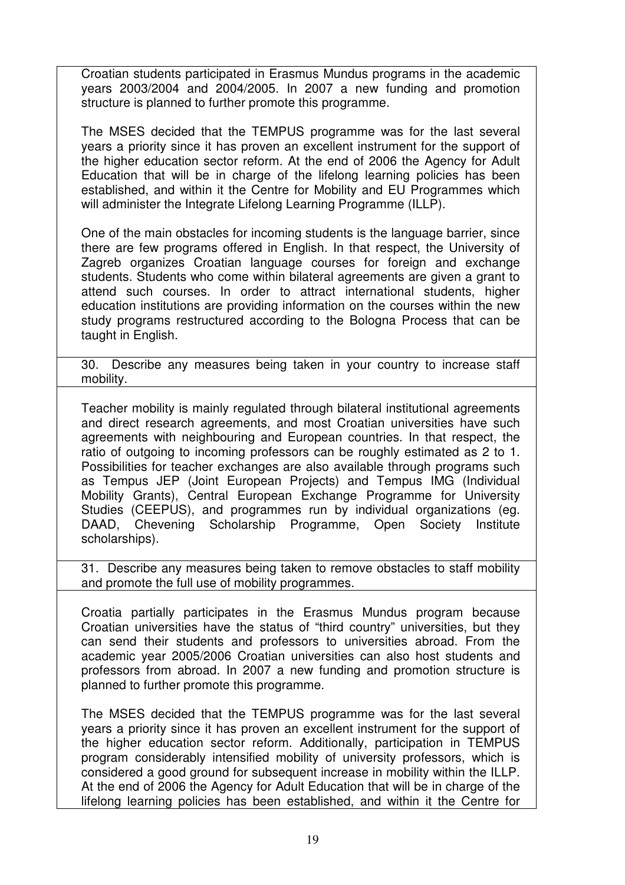Croatian students participated in Erasmus Mundus programs in the academic years 2003/2004 and 2004/2005. In 2007 a new funding and promotion structure is planned to further promote this programme.

The MSES decided that the TEMPUS programme was for the last several years a priority since it has proven an excellent instrument for the support of the higher education sector reform. At the end of 2006 the Agency for Adult Education that will be in charge of the lifelong learning policies has been established, and within it the Centre for Mobility and EU Programmes which will administer the Integrate Lifelong Learning Programme (ILLP).

One of the main obstacles for incoming students is the language barrier, since there are few programs offered in English. In that respect, the University of Zagreb organizes Croatian language courses for foreign and exchange students. Students who come within bilateral agreements are given a grant to attend such courses. In order to attract international students, higher education institutions are providing information on the courses within the new study programs restructured according to the Bologna Process that can be taught in English.

30. Describe any measures being taken in your country to increase staff mobility.

Teacher mobility is mainly regulated through bilateral institutional agreements and direct research agreements, and most Croatian universities have such agreements with neighbouring and European countries. In that respect, the ratio of outgoing to incoming professors can be roughly estimated as 2 to 1. Possibilities for teacher exchanges are also available through programs such as Tempus JEP (Joint European Projects) and Tempus IMG (Individual Mobility Grants), Central European Exchange Programme for University Studies (CEEPUS), and programmes run by individual organizations (eg. DAAD, Chevening Scholarship Programme, Open Society Institute scholarships).

31. Describe any measures being taken to remove obstacles to staff mobility and promote the full use of mobility programmes.

Croatia partially participates in the Erasmus Mundus program because Croatian universities have the status of "third country" universities, but they can send their students and professors to universities abroad. From the academic year 2005/2006 Croatian universities can also host students and professors from abroad. In 2007 a new funding and promotion structure is planned to further promote this programme.

The MSES decided that the TEMPUS programme was for the last several years a priority since it has proven an excellent instrument for the support of the higher education sector reform. Additionally, participation in TEMPUS program considerably intensified mobility of university professors, which is considered a good ground for subsequent increase in mobility within the ILLP. At the end of 2006 the Agency for Adult Education that will be in charge of the lifelong learning policies has been established, and within it the Centre for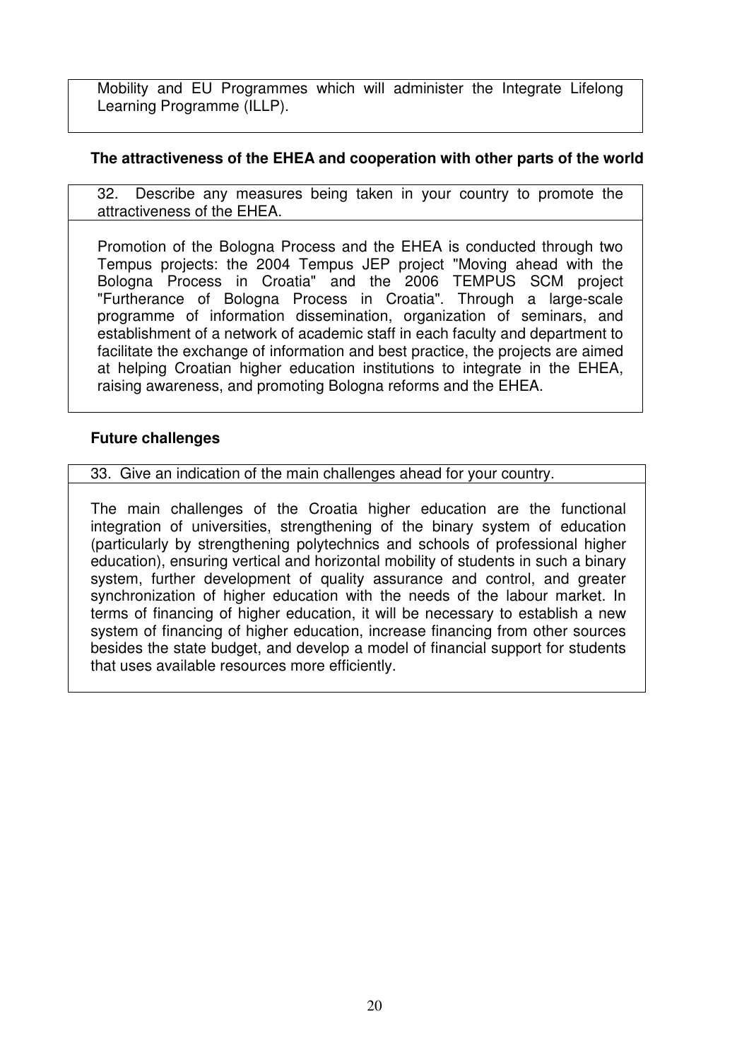Mobility and EU Programmes which will administer the Integrate Lifelong Learning Programme (ILLP).

## The attractiveness of the EHEA and cooperation with other parts of the world

32. Describe any measures being taken in your country to promote the attractiveness of the EHEA.

Promotion of the Bologna Process and the EHEA is conducted through two Tempus projects: the 2004 Tempus JEP project "Moving ahead with the Bologna Process in Croatia" and the 2006 TEMPUS SCM project "Furtherance of Bologna Process in Croatia". Through a large-scale programme of information dissemination, organization of seminars, and establishment of a network of academic staff in each faculty and department to facilitate the exchange of information and best practice, the projects are aimed at helping Croatian higher education institutions to integrate in the EHEA, raising awareness, and promoting Bologna reforms and the EHEA.

## Future challenges

33. Give an indication of the main challenges ahead for your country.

The main challenges of the Croatia higher education are the functional integration of universities, strengthening of the binary system of education (particularly by strengthening polytechnics and schools of professional higher education), ensuring vertical and horizontal mobility of students in such a binary system, further development of quality assurance and control, and greater synchronization of higher education with the needs of the labour market. In terms of financing of higher education, it will be necessary to establish a new system of financing of higher education, increase financing from other sources besides the state budget, and develop a model of financial support for students that uses available resources more efficiently.